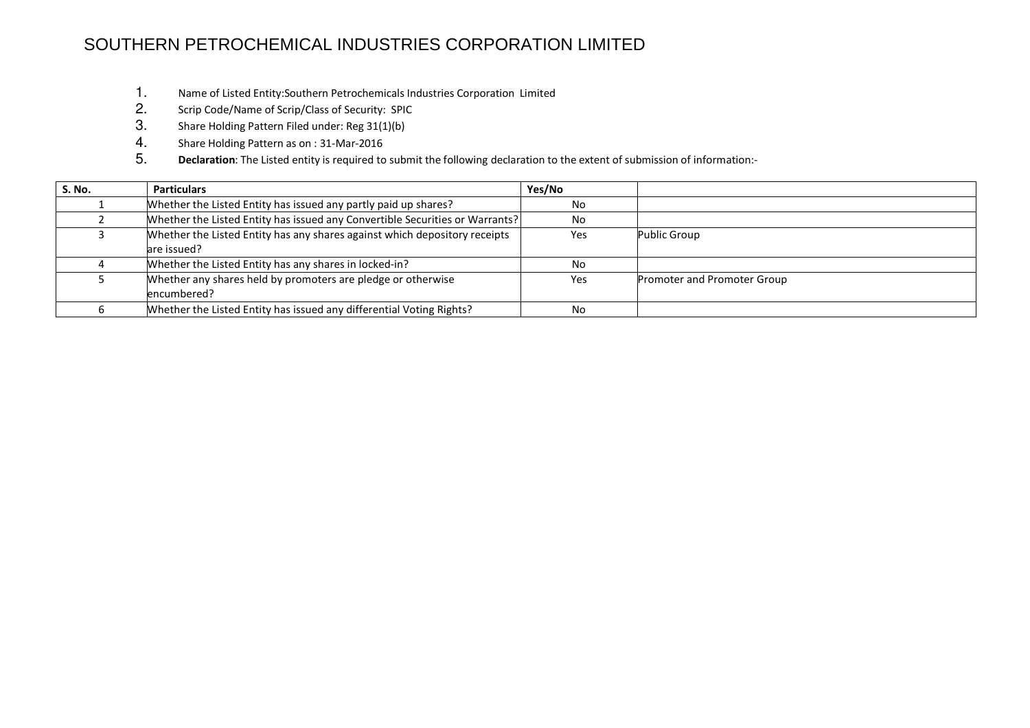# SOUTHERN PETROCHEMICAL INDUSTRIES CORPORATION LIMITED

1. Name of Listed Entity:Southern Petrochemicals Industries Corporation Limited
2. Scrip Code/Name of Scrip/Class of Security: SPIC
3. Share Holding Pattern Filed under: Reg 31(1)(b)
4. Share Holding Pattern as on : 31-Mar-2016
5. **Declaration**: The Listed entity is required to submit the following declaration to the extent of submission of information:-

| S. No. | Particulars | Yes/No | |
|---|---|---|---|
| 1 | Whether the Listed Entity has issued any partly paid up shares? | No | |
| 2 | Whether the Listed Entity has issued any Convertible Securities or Warrants? | No | |
| 3 | Whether the Listed Entity has any shares against which depository receipts are issued? | Yes | Public Group |
| 4 | Whether the Listed Entity has any shares in locked-in? | No | |
| 5 | Whether any shares held by promoters are pledge or otherwise encumbered? | Yes | Promoter and Promoter Group |
| 6 | Whether the Listed Entity has issued any differential Voting Rights? | No | |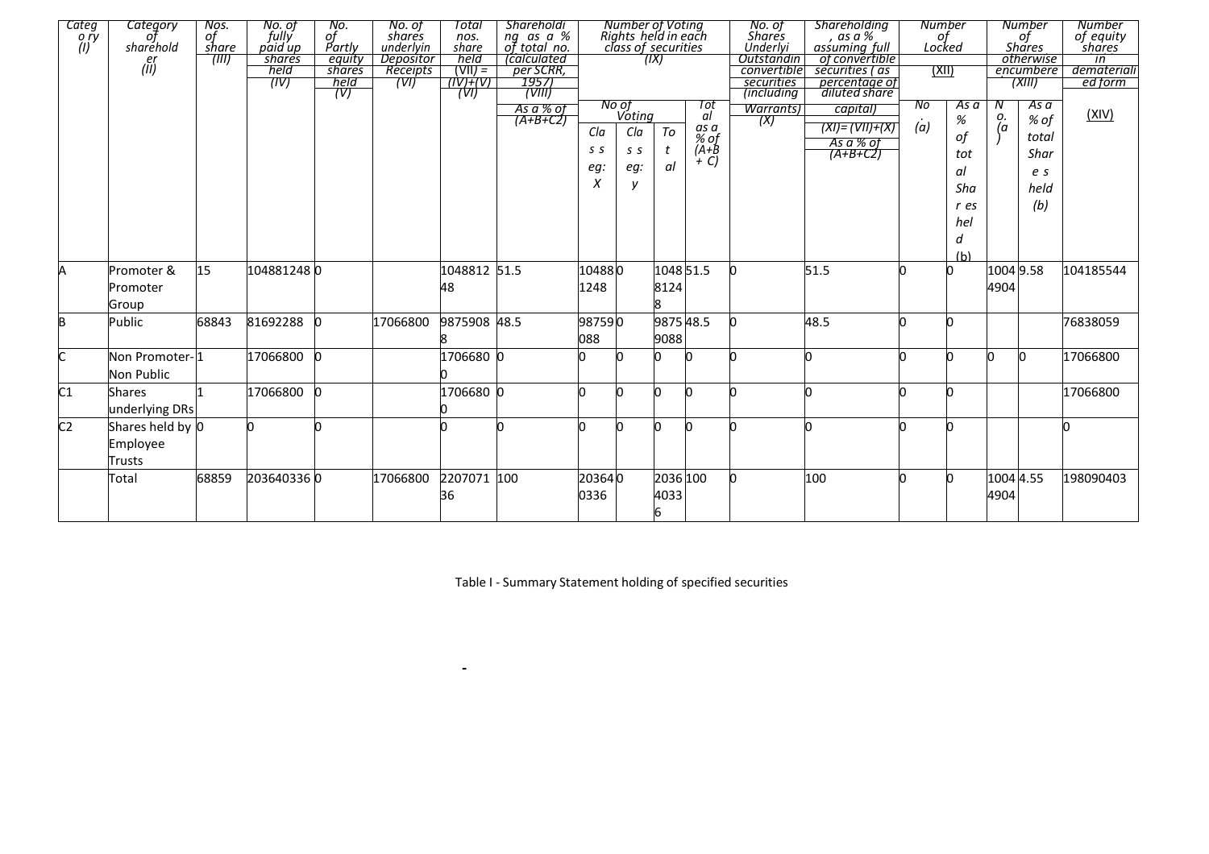| Category (I) | Category of shareholder (II) | Nos. of share (III) | No. of fully paid up shares held (IV) | No. of Partly equity shares held (V) | No. of shares underlying Depository Receipts (VI) | Total nos. share held (VII) = (IV)+(V)+ (VI) | Shareholding as a % of total no. (calculated per SCRR, 1957) (VIII) As a % of (A+B+C2) | Number of Voting Rights held in each class of securities (IX) | | | | No. of Shares Underlying Outstanding convertible securities (including Warrants) (X) | Shareholding, as a % assuming full of convertible securities ( as percentage of diluted share capital) (XI)= (VII)+(X) As a % of (A+B+C2) | Number of Locked (XII) | | Number of Shares otherwise encumbered (XIII) | | Number of equity shares in dematerialized form (XIV) |
|---|---|---|---|---|---|---|---|---|---|---|---|---|---|---|---|---|---|---|
| | | | | | | | | No of Voting | | | Total as a % of (A+B+ C) | | | No. (a) | As a % of total Shares held (b) | No. (a) | As a % of total Shares held (b) | |
| | | | | | | | | Class eg: X | Class eg: y | Total | | | | | | | | |
| A | Promoter & Promoter Group | 15 | 104881248 | 0 | | 104881248 | 51.5 | 104881248 | 0 | 104881248 | 51.5 | 0 | 51.5 | 0 | 0 | 10044904 | 9.58 | 104185544 |
| B | Public | 68843 | 81692288 | 0 | 17066800 | 98759088 | 48.5 | 98759088 | 0 | 98759088 | 48.5 | 0 | 48.5 | 0 | 0 | | | 76838059 |
| C | Non Promoter-Non Public | 1 | 17066800 | 0 | | 17066800 | 0 | 0 | 0 | 0 | 0 | 0 | 0 | 0 | 0 | 0 | 0 | 17066800 |
| C1 | Shares underlying DRs | 1 | 17066800 | 0 | | 17066800 | 0 | 0 | 0 | 0 | 0 | 0 | 0 | 0 | 0 | | | 17066800 |
| C2 | Shares held by Employee Trusts | 0 | 0 | 0 | | 0 | 0 | 0 | 0 | 0 | 0 | 0 | 0 | 0 | 0 | | | 0 |
| | Total | 68859 | 203640336 | 0 | 17066800 | 220707136 | 100 | 203640336 | 0 | 203640336 | 100 | 0 | 100 | 0 | 0 | 10044904 | 4.55 | 198090403 |

Table I - Summary Statement holding of specified securities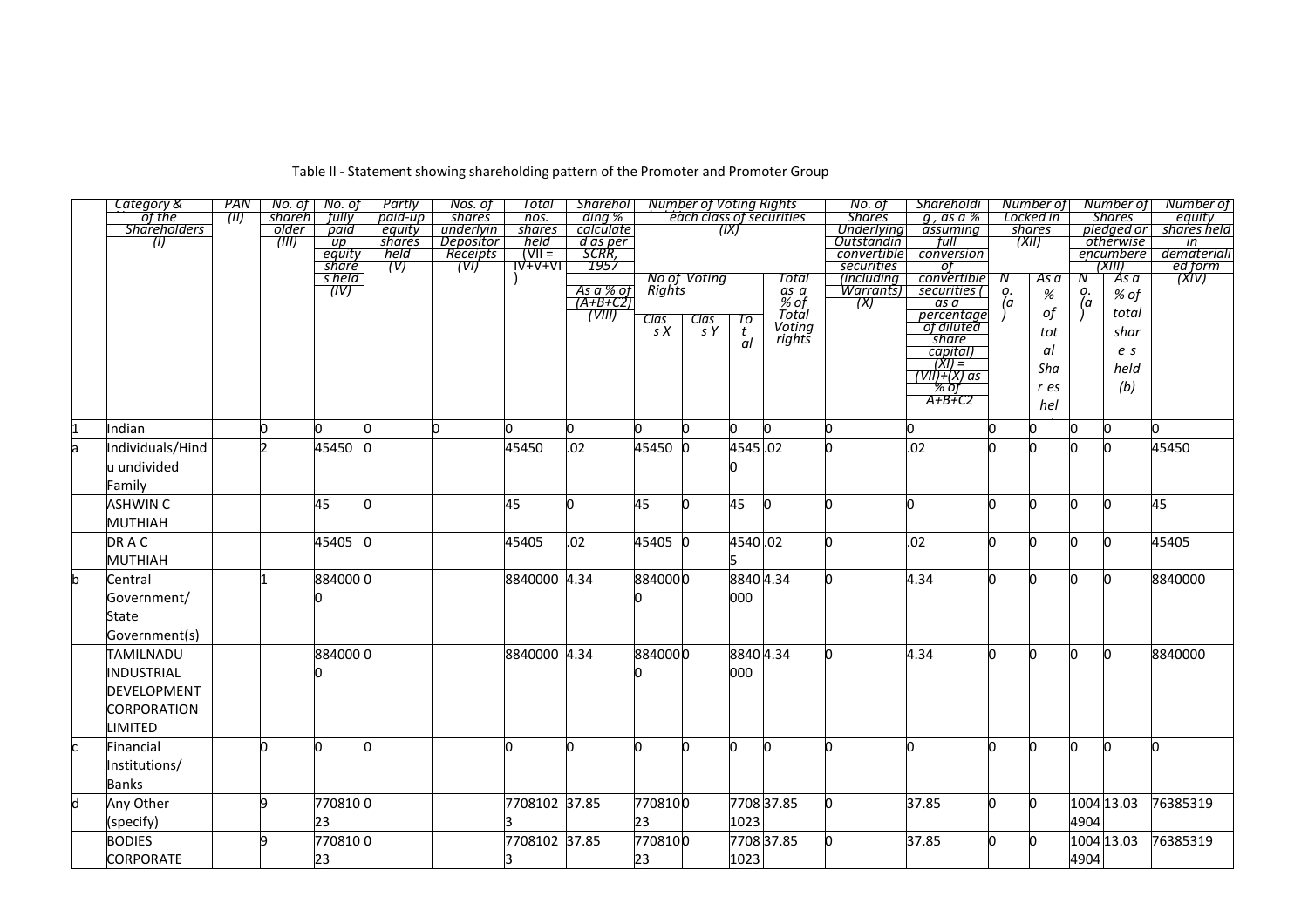Table II - Statement showing shareholding pattern of the Promoter and Promoter Group

| | Category & Name of the Shareholders (I) | PAN (II) | No. of shareholder (III) | No. of fully paid up equity shares held (IV) | Partly paid-up equity shares held (V) | Nos. of shares underlying Depository Receipts (VI) | Total nos. shares held (VII = IV+V+VI) | Shareholding % calculated as per SCRR, 1957 As a % of (A+B+C2) (VIII) | Number of Voting Rights held in each class of securities (IX) | | | | No. of Shares Underlying Outstanding convertible securities (including Warrants) (X) | Shareholding , as a % assuming full conversion of convertible securities ( as a percentage of diluted share capital) (XI) = (VII)+(X) as % of A+B+C2 | Number of Locked in shares (XII) | | Number of Shares pledged or otherwise encumbered (XIII) | | Number of equity shares held in dematerialized form (XIV) |
|---|---|---|---|---|---|---|---|---|---|---|---|---|---|---|---|---|---|---|---|
| | | | | | | | | | No of Voting Rights | | | Total as a % of Total Voting rights | | | No. (a) | As a % of total Shares held | No. (a) | As a % of total shares held (b) | |
| | | | | | | | | | Class X | Class Y | Total | | | | | | | | |
| 1 | Indian | | 0 | 0 | 0 | 0 | 0 | 0 | 0 | 0 | 0 | 0 | 0 | 0 | 0 | 0 | 0 | 0 | 0 |
| a | Individuals/Hindu undivided Family | | 2 | 45450 | 0 | | 45450 | .02 | 45450 | 0 | 45450 | .02 | 0 | .02 | 0 | 0 | 0 | 0 | 45450 |
| | ASHWIN C MUTHIAH | | | 45 | 0 | | 45 | 0 | 45 | 0 | 45 | 0 | 0 | 0 | 0 | 0 | 0 | 0 | 45 |
| | DR A C MUTHIAH | | | 45405 | 0 | | 45405 | .02 | 45405 | 0 | 45405 | .02 | 0 | .02 | 0 | 0 | 0 | 0 | 45405 |
| b | Central Government/ State Government(s) | | 1 | 8840000 | 0 | | 8840000 | 4.34 | 8840000 | 0 | 8840000 | 4.34 | 0 | 4.34 | 0 | 0 | 0 | 0 | 8840000 |
| | TAMILNADU INDUSTRIAL DEVELOPMENT CORPORATION LIMITED | | | 8840000 | 0 | | 8840000 | 4.34 | 8840000 | 0 | 8840000 | 4.34 | 0 | 4.34 | 0 | 0 | 0 | 0 | 8840000 |
| c | Financial Institutions/ Banks | | 0 | 0 | 0 | | 0 | 0 | 0 | 0 | 0 | 0 | 0 | 0 | 0 | 0 | 0 | 0 | 0 |
| d | Any Other (specify) | | 9 | 77081023 | 0 | | 77081023 | 37.85 | 77081023 | 0 | 77081023 | 37.85 | 0 | 37.85 | 0 | 0 | 10044904 | 13.03 | 76385319 |
| | BODIES CORPORATE | | 9 | 77081023 | 0 | | 77081023 | 37.85 | 77081023 | 0 | 77081023 | 37.85 | 0 | 37.85 | 0 | 0 | 10044904 | 13.03 | 76385319 |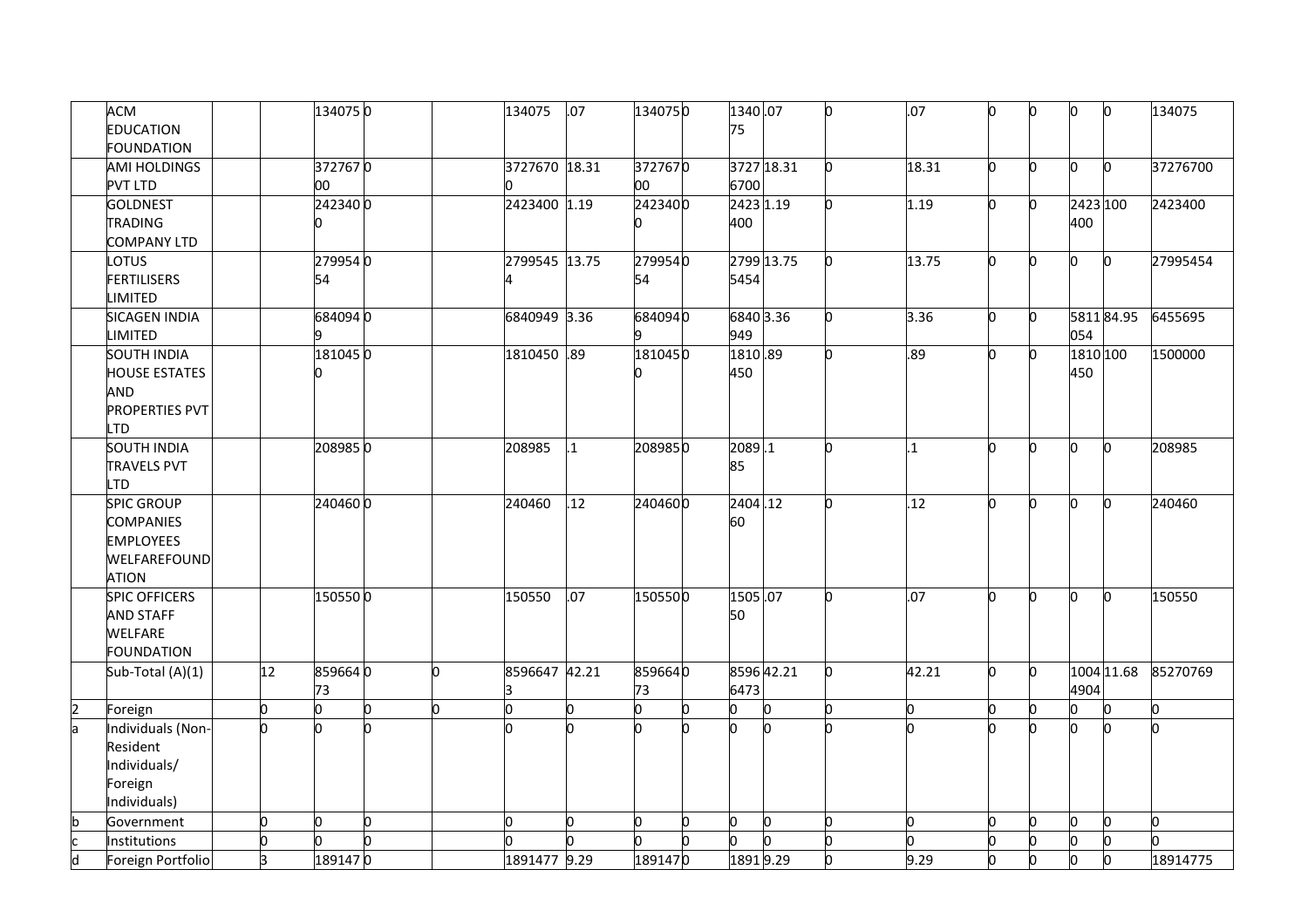| | | | | | | | | | | | | | | | | | | | |
|---|---|---|---|---|---|---|---|---|---|---|---|---|---|---|---|---|---|---|---|
| | ACM EDUCATION FOUNDATION | | | 134075 | 0 | | 134075 | .07 | 134075 | 0 | 134075 | .07 | 0 | .07 | 0 | 0 | 0 | 0 | 134075 |
| | AMI HOLDINGS PVT LTD | | | 37276700 | 0 | | 37276700 | 18.31 | 37276700 | 0 | 37276700 | 18.31 | 0 | 18.31 | 0 | 0 | 0 | 0 | 37276700 |
| | GOLDNEST TRADING COMPANY LTD | | | 2423400 | 0 | | 2423400 | 1.19 | 2423400 | 0 | 2423400 | 1.19 | 0 | 1.19 | 0 | 0 | 2423400 | 100 | 2423400 |
| | LOTUS FERTILISERS LIMITED | | | 27995454 | 0 | | 27995454 | 13.75 | 27995454 | 0 | 27995454 | 13.75 | 0 | 13.75 | 0 | 0 | 0 | 0 | 27995454 |
| | SICAGEN INDIA LIMITED | | | 6840949 | 0 | | 6840949 | 3.36 | 6840949 | 0 | 6840949 | 3.36 | 0 | 3.36 | 0 | 0 | 5811054 | 84.95 | 6455695 |
| | SOUTH INDIA HOUSE ESTATES AND PROPERTIES PVT LTD | | | 1810450 | 0 | | 1810450 | .89 | 1810450 | 0 | 1810450 | .89 | 0 | .89 | 0 | 0 | 1810450 | 100 | 1500000 |
| | SOUTH INDIA TRAVELS PVT LTD | | | 208985 | 0 | | 208985 | .1 | 208985 | 0 | 208985 | .1 | 0 | .1 | 0 | 0 | 0 | 0 | 208985 |
| | SPIC GROUP COMPANIES EMPLOYEES WELFAREFOUNDATION | | | 240460 | 0 | | 240460 | .12 | 240460 | 0 | 240460 | .12 | 0 | .12 | 0 | 0 | 0 | 0 | 240460 |
| | SPIC OFFICERS AND STAFF WELFARE FOUNDATION | | | 150550 | 0 | | 150550 | .07 | 150550 | 0 | 150550 | .07 | 0 | .07 | 0 | 0 | 0 | 0 | 150550 |
| | Sub-Total (A)(1) | | 12 | 85966473 | 0 | 0 | 85966473 | 42.21 | 85966473 | 0 | 85966473 | 42.21 | 0 | 42.21 | 0 | 0 | 10044904 | 11.68 | 85270769 |
| 2 | Foreign | | 0 | 0 | 0 | 0 | 0 | 0 | 0 | 0 | 0 | 0 | 0 | 0 | 0 | 0 | 0 | 0 | 0 |
| a | Individuals (Non-Resident Individuals/ Foreign Individuals) | | 0 | 0 | 0 | | 0 | 0 | 0 | 0 | 0 | 0 | 0 | 0 | 0 | 0 | 0 | 0 | 0 |
| b | Government | | 0 | 0 | 0 | | 0 | 0 | 0 | 0 | 0 | 0 | 0 | 0 | 0 | 0 | 0 | 0 | 0 |
| c | Institutions | | 0 | 0 | 0 | | 0 | 0 | 0 | 0 | 0 | 0 | 0 | 0 | 0 | 0 | 0 | 0 | 0 |
| d | Foreign Portfolio | | 3 | 189147 | 0 | | 1891477 | 9.29 | 189147 | 0 | 1891 | 9.29 | 0 | 9.29 | 0 | 0 | 0 | 0 | 18914775 |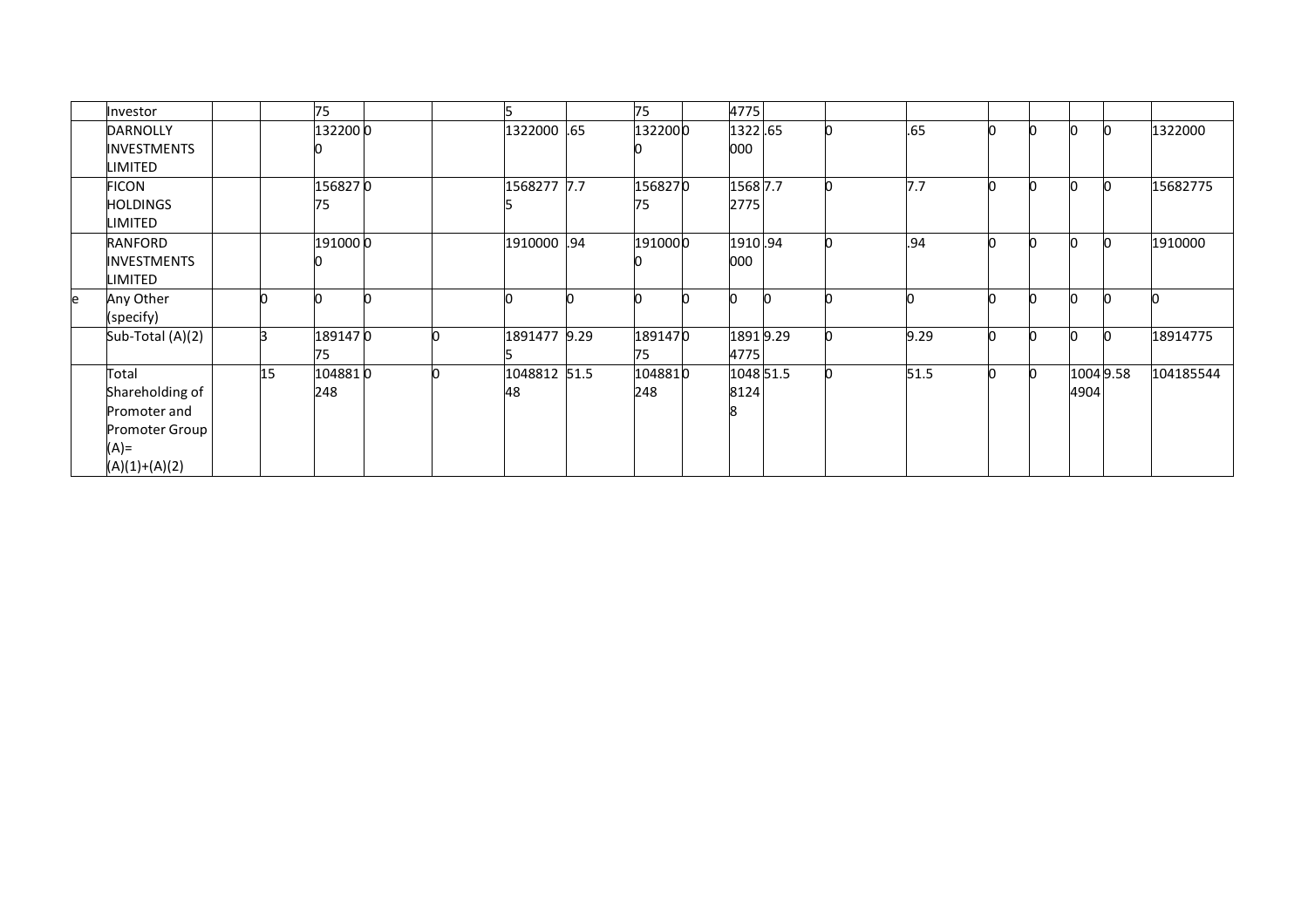| | | | | | | | | | | | | | | | | | | |
|---|---|---|---|---|---|---|---|---|---|---|---|---|---|---|---|---|---|---|
| | Investor | | 75 | | | 5 | | 75 | | 4775 | | | | | | | | |
| | DARNOLLY INVESTMENTS LIMITED | | 1322000 | 0 | | 1322000 | .65 | 1322000 | 0 | 1322000 | .65 | 0 | .65 | 0 | 0 | 0 | 0 | 1322000 |
| | FICON HOLDINGS LIMITED | | 15682775 | 0 | | 15682775 | 7.7 | 15682775 | 0 | 15682775 | 7.7 | 0 | 7.7 | 0 | 0 | 0 | 0 | 15682775 |
| | RANFORD INVESTMENTS LIMITED | | 1910000 | 0 | | 1910000 | .94 | 1910000 | 0 | 1910000 | .94 | 0 | .94 | 0 | 0 | 0 | 0 | 1910000 |
| e | Any Other (specify) | 0 | 0 | 0 | | 0 | 0 | 0 | 0 | 0 | 0 | 0 | 0 | 0 | 0 | 0 | 0 | 0 |
| | Sub-Total (A)(2) | 3 | 18914775 | 0 | 0 | 18914775 | 9.29 | 18914775 | 0 | 18914775 | 9.29 | 0 | 9.29 | 0 | 0 | 0 | 0 | 18914775 |
| | Total Shareholding of Promoter and Promoter Group (A)= (A)(1)+(A)(2) | 15 | 104881248 | 0 | 0 | 104881248 | 51.5 | 104881248 | 0 | 104881248 | 51.5 | 0 | 51.5 | 0 | 0 | 10044904 | 9.58 | 104185544 |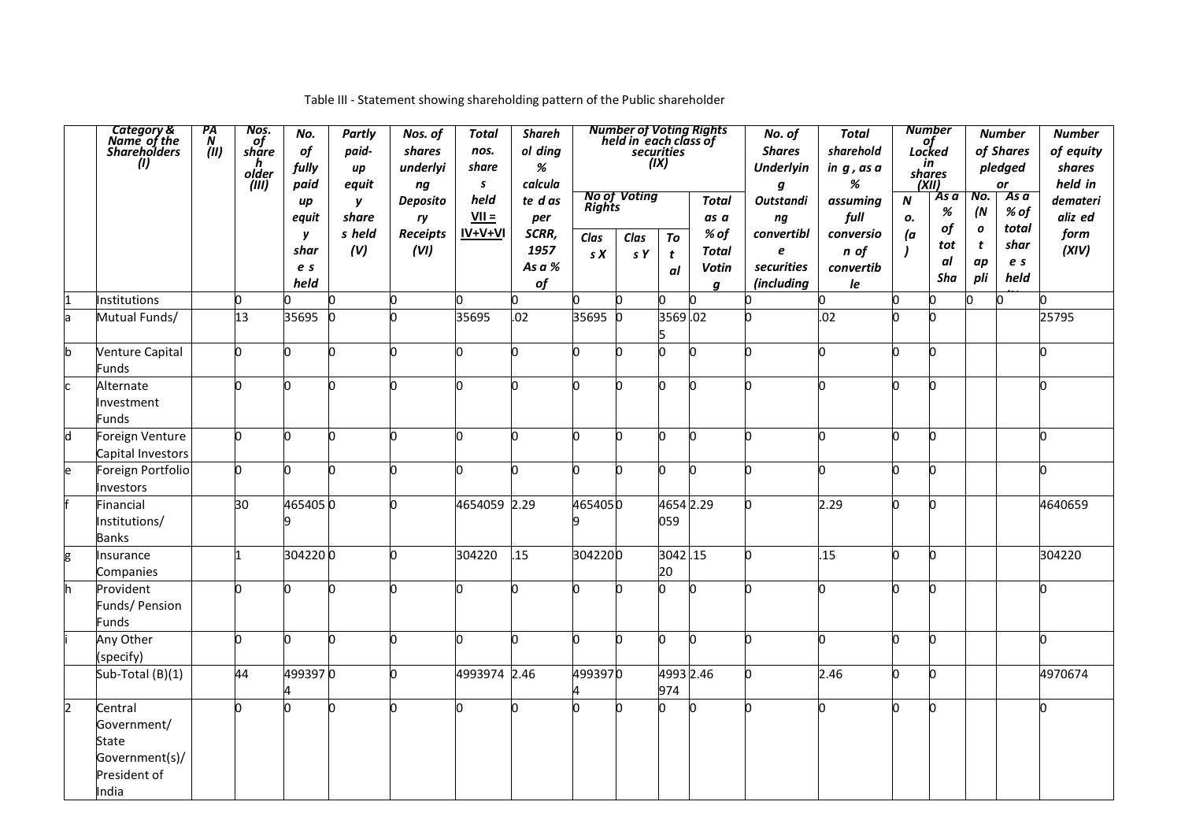Table III - Statement showing shareholding pattern of the Public shareholder

| | Category & Name of the Shareholders (I) | PAN (II) | Nos. of shareholder (III) | No. of fully paid up equity shares held | Partly paid-up equity shares held (V) | Nos. of shares underlying Depository Receipts (VI) | Total nos. shares held VII = IV+V+VI | Shareholding % calculated as per SCRR, 1957 As a % of | Number of Voting Rights held in each class of securities (IX) | | | | No. of Shares Underlying Outstanding convertible securities (including | Total shareholding, as a % assuming full conversion of convertible | Number of Locked in shares (XII) | | Number of Shares pledged or | | Number of equity shares held in dematerialized form (XIV) |
|---|---|---|---|---|---|---|---|---|---|---|---|---|---|---|---|---|---|---|---|
| | | | | | | | | | No of Voting Rights | | | Total as a % of Total Voting | | | No. (a) | As a % of total Shares | No. (Not applicable) | As a % of total shares held | |
| | | | | | | | | | Class X | Class Y | Total | | | | | | | | |
| 1 | Institutions | | 0 | 0 | 0 | 0 | 0 | 0 | 0 | 0 | 0 | 0 | 0 | 0 | 0 | 0 | 0 | 0 | 0 |
| a | Mutual Funds/ | | 13 | 35695 | 0 | 0 | 35695 | .02 | 35695 | 0 | 35695 | .02 | 0 | .02 | 0 | 0 | | | 25795 |
| b | Venture Capital Funds | | 0 | 0 | 0 | 0 | 0 | 0 | 0 | 0 | 0 | 0 | 0 | 0 | 0 | 0 | | | 0 |
| c | Alternate Investment Funds | | 0 | 0 | 0 | 0 | 0 | 0 | 0 | 0 | 0 | 0 | 0 | 0 | 0 | 0 | | | 0 |
| d | Foreign Venture Capital Investors | | 0 | 0 | 0 | 0 | 0 | 0 | 0 | 0 | 0 | 0 | 0 | 0 | 0 | 0 | | | 0 |
| e | Foreign Portfolio Investors | | 0 | 0 | 0 | 0 | 0 | 0 | 0 | 0 | 0 | 0 | 0 | 0 | 0 | 0 | | | 0 |
| f | Financial Institutions/ Banks | | 30 | 4654059 | 0 | 0 | 4654059 | 2.29 | 4654059 | 0 | 4654059 | 2.29 | 0 | 2.29 | 0 | 0 | | | 4640659 |
| g | Insurance Companies | | 1 | 304220 | 0 | 0 | 304220 | .15 | 304220 | 0 | 304220 | .15 | 0 | .15 | 0 | 0 | | | 304220 |
| h | Provident Funds/ Pension Funds | | 0 | 0 | 0 | 0 | 0 | 0 | 0 | 0 | 0 | 0 | 0 | 0 | 0 | 0 | | | 0 |
| i | Any Other (specify) | | 0 | 0 | 0 | 0 | 0 | 0 | 0 | 0 | 0 | 0 | 0 | 0 | 0 | 0 | | | 0 |
| | Sub-Total (B)(1) | | 44 | 4993974 | 0 | 0 | 4993974 | 2.46 | 4993974 | 0 | 4993974 | 2.46 | 0 | 2.46 | 0 | 0 | | | 4970674 |
| 2 | Central Government/ State Government(s)/ President of India | | 0 | 0 | 0 | 0 | 0 | 0 | 0 | 0 | 0 | 0 | 0 | 0 | 0 | 0 | | | 0 |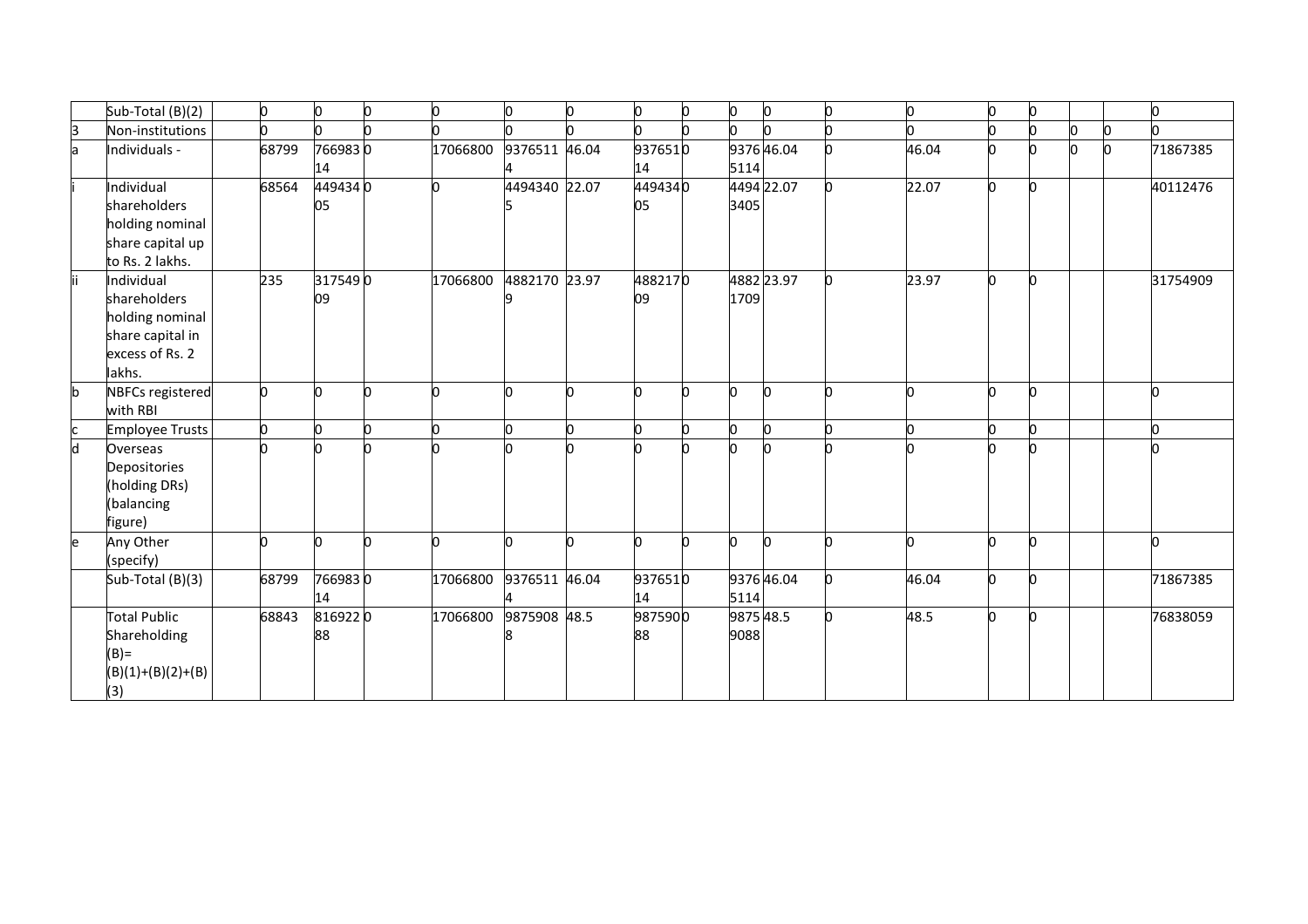| | | | | | | | | | | | | | | | | | | |
|---|---|---|---|---|---|---|---|---|---|---|---|---|---|---|---|---|---|---|
| | Sub-Total (B)(2) | 0 | 0 | 0 | 0 | 0 | 0 | 0 | 0 | 0 | 0 | 0 | 0 | 0 | 0 | | | 0 |
| 3 | Non-institutions | 0 | 0 | 0 | 0 | 0 | 0 | 0 | 0 | 0 | 0 | 0 | 0 | 0 | 0 | 0 | 0 | 0 |
| a | Individuals - | 68799 | 76698314 | 0 | 17066800 | 93765114 | 46.04 | 93765114 | 0 | 93765114 | 46.04 | 0 | 46.04 | 0 | 0 | 0 | 0 | 71867385 |
| i | Individual shareholders holding nominal share capital up to Rs. 2 lakhs. | 68564 | 44943405 | 0 | 0 | 44943405 | 22.07 | 44943405 | 0 | 44943405 | 22.07 | 0 | 22.07 | 0 | 0 | | | 40112476 |
| ii | Individual shareholders holding nominal share capital in excess of Rs. 2 lakhs. | 235 | 31754909 | 0 | 17066800 | 48821709 | 23.97 | 48821709 | 0 | 48821709 | 23.97 | 0 | 23.97 | 0 | 0 | | | 31754909 |
| b | NBFCs registered with RBI | 0 | 0 | 0 | 0 | 0 | 0 | 0 | 0 | 0 | 0 | 0 | 0 | 0 | 0 | | | 0 |
| c | Employee Trusts | 0 | 0 | 0 | 0 | 0 | 0 | 0 | 0 | 0 | 0 | 0 | 0 | 0 | 0 | | | 0 |
| d | Overseas Depositories (holding DRs) (balancing figure) | 0 | 0 | 0 | 0 | 0 | 0 | 0 | 0 | 0 | 0 | 0 | 0 | 0 | 0 | | | 0 |
| e | Any Other (specify) | 0 | 0 | 0 | 0 | 0 | 0 | 0 | 0 | 0 | 0 | 0 | 0 | 0 | 0 | | | 0 |
| | Sub-Total (B)(3) | 68799 | 76698314 | 0 | 17066800 | 93765114 | 46.04 | 93765114 | 0 | 93765114 | 46.04 | 0 | 46.04 | 0 | 0 | | | 71867385 |
| | Total Public Shareholding (B)= (B)(1)+(B)(2)+(B)(3) | 68843 | 81692288 | 0 | 17066800 | 98759088 | 48.5 | 98759088 | 0 | 98759088 | 48.5 | 0 | 48.5 | 0 | 0 | | | 76838059 |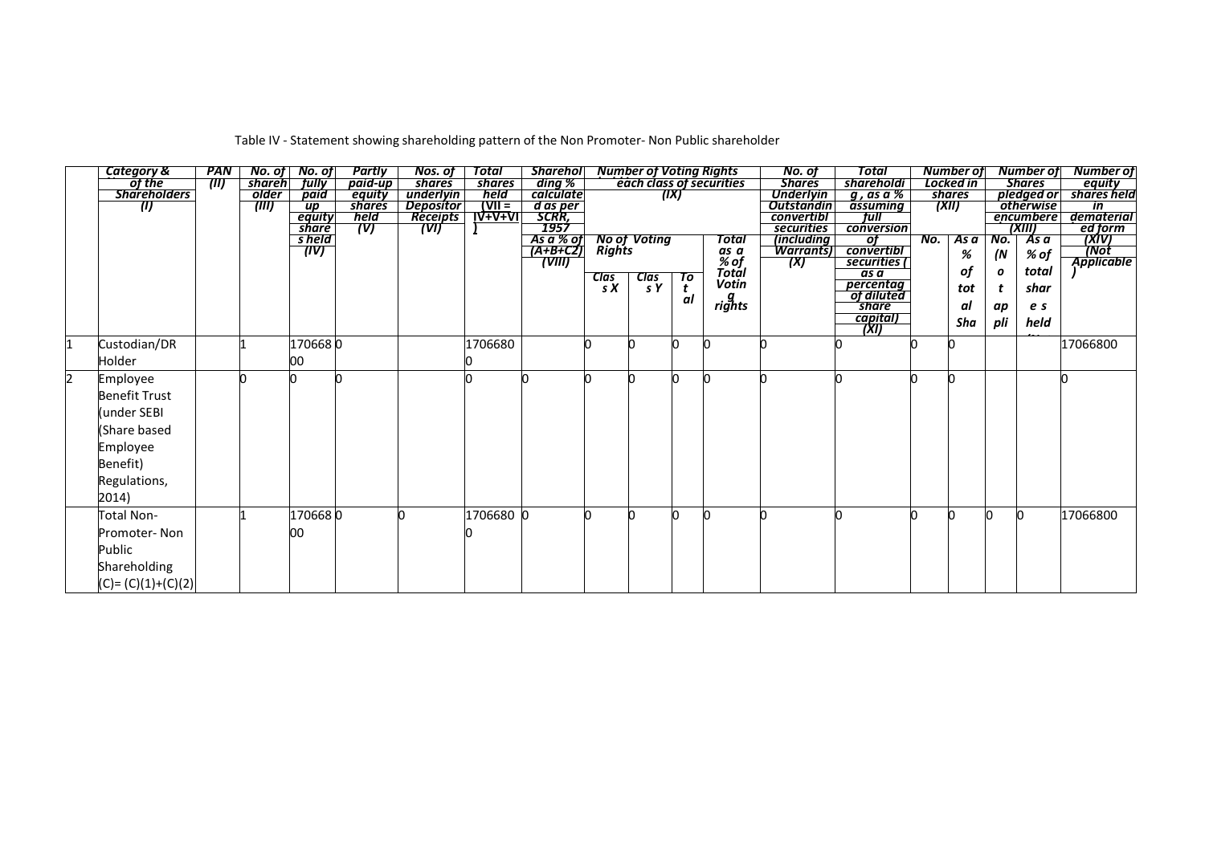Table IV - Statement showing shareholding pattern of the Non Promoter- Non Public shareholder

| | Category & of the Shareholders (I) | PAN (II) | No. of shareholder (III) | No. of fully paid up equity share s held (IV) | Partly paid-up equity shares held (V) | Nos. of shares underlying Depository Receipts (VI) | Total shares held (VII = IV+V+VI) | Shareholding % calculated as per SCRR, 1957 As a % of (A+B+C2) (VIII) | Number of Voting Rights each class of securities (IX) | | | | No. of Shares Underlying Outstanding convertible securities (including Warrants) (X) | Total shareholding , as a % assuming full conversion of convertible securities ( as a percentage of diluted share capital) (XI) | Number of Locked in shares (XII) | | Number of Shares pledged or otherwise encumbered (XIII) | | Number of equity shares held in dematerialed form (XIV) (Not Applicable) |
|---|---|---|---|---|---|---|---|---|---|---|---|---|---|---|---|---|---|---|---|
| | | | | | | | | | No of Voting Rights | | | Total as a % of Total Voting rights | | | No. | As a % of total Shares | No. (Not applicable) | As a % of total shares held | |
| | | | | | | | | | Class X | Class Y | Total | | | | | | | | |
| 1 | Custodian/DR Holder | | 1 | 17066800 | 0 | | 17066800 | | 0 | 0 | 0 | 0 | 0 | 0 | 0 | 0 | | | 17066800 |
| 2 | Employee Benefit Trust (under SEBI (Share based Employee Benefit) Regulations, 2014) | | 0 | 0 | 0 | | 0 | 0 | 0 | 0 | 0 | 0 | 0 | 0 | 0 | 0 | | | 0 |
| | Total Non-Promoter- Non Public Shareholding (C)= (C)(1)+(C)(2) | | 1 | 17066800 | 0 | 0 | 17066800 | 0 | 0 | 0 | 0 | 0 | 0 | 0 | 0 | 0 | 0 | 0 | 17066800 |